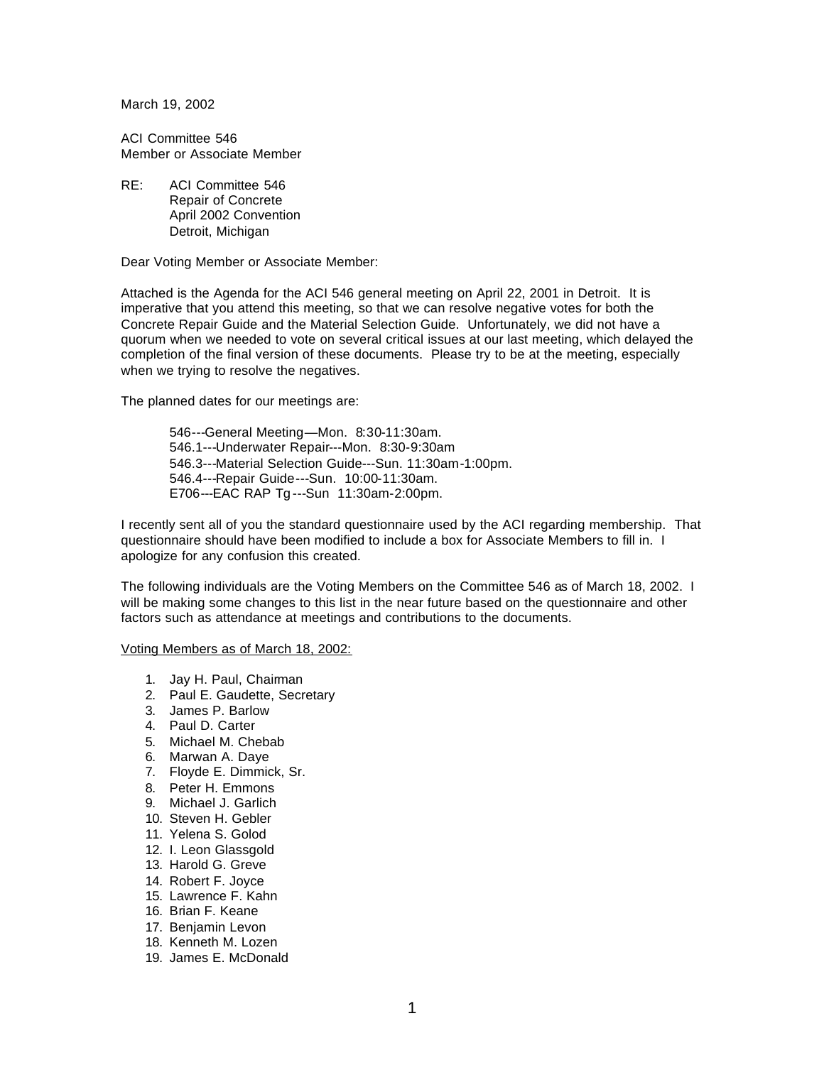March 19, 2002

ACI Committee 546
Member or Associate Member

RE: ACI Committee 546
Repair of Concrete
April 2002 Convention
Detroit, Michigan

Dear Voting Member or Associate Member:

Attached is the Agenda for the ACI 546 general meeting on April 22, 2001 in Detroit. It is imperative that you attend this meeting, so that we can resolve negative votes for both the Concrete Repair Guide and the Material Selection Guide. Unfortunately, we did not have a quorum when we needed to vote on several critical issues at our last meeting, which delayed the completion of the final version of these documents. Please try to be at the meeting, especially when we trying to resolve the negatives.

The planned dates for our meetings are:

> 546---General Meeting—Mon. 8:30-11:30am.
> 546.1---Underwater Repair---Mon. 8:30-9:30am
> 546.3---Material Selection Guide---Sun. 11:30am-1:00pm.
> 546.4---Repair Guide---Sun. 10:00-11:30am.
> E706---EAC RAP Tg---Sun 11:30am-2:00pm.

I recently sent all of you the standard questionnaire used by the ACI regarding membership. That questionnaire should have been modified to include a box for Associate Members to fill in. I apologize for any confusion this created.

The following individuals are the Voting Members on the Committee 546 as of March 18, 2002. I will be making some changes to this list in the near future based on the questionnaire and other factors such as attendance at meetings and contributions to the documents.

<u>Voting Members as of March 18, 2002:</u>

1. Jay H. Paul, Chairman
2. Paul E. Gaudette, Secretary
3. James P. Barlow
4. Paul D. Carter
5. Michael M. Chebab
6. Marwan A. Daye
7. Floyde E. Dimmick, Sr.
8. Peter H. Emmons
9. Michael J. Garlich
10. Steven H. Gebler
11. Yelena S. Golod
12. I. Leon Glassgold
13. Harold G. Greve
14. Robert F. Joyce
15. Lawrence F. Kahn
16. Brian F. Keane
17. Benjamin Levon
18. Kenneth M. Lozen
19. James E. McDonald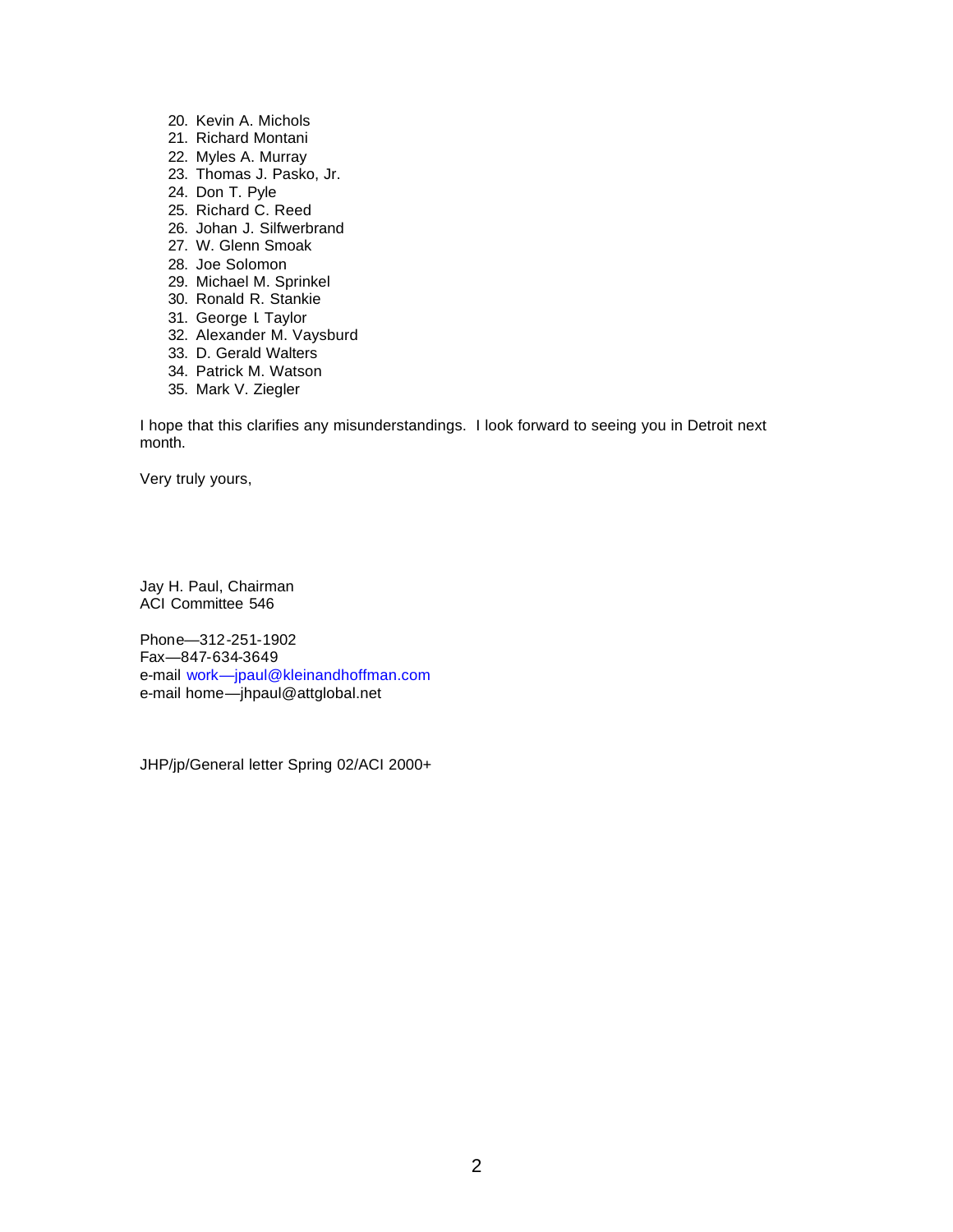20. Kevin A. Michols
21. Richard Montani
22. Myles A. Murray
23. Thomas J. Pasko, Jr.
24. Don T. Pyle
25. Richard C. Reed
26. Johan J. Silfwerbrand
27. W. Glenn Smoak
28. Joe Solomon
29. Michael M. Sprinkel
30. Ronald R. Stankie
31. George I. Taylor
32. Alexander M. Vaysburd
33. D. Gerald Walters
34. Patrick M. Watson
35. Mark V. Ziegler

I hope that this clarifies any misunderstandings. I look forward to seeing you in Detroit next month.

Very truly yours,

Jay H. Paul, Chairman
ACI Committee 546

Phone—312-251-1902
Fax—847-634-3649
e-mail work—jpaul@kleinandhoffman.com
e-mail home—jhpaul@attglobal.net

JHP/jp/General letter Spring 02/ACI 2000+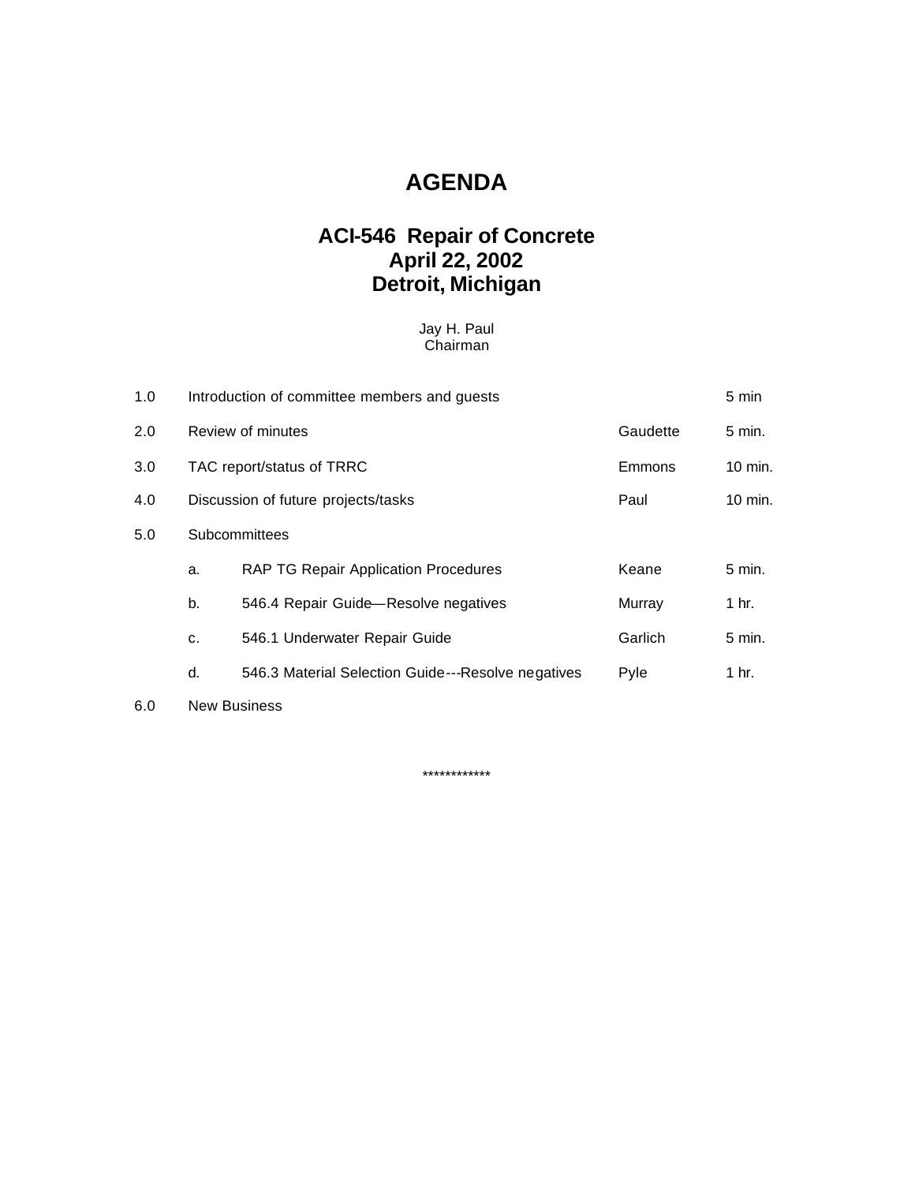# AGENDA

## ACI-546 Repair of Concrete
## April 22, 2002
## Detroit, Michigan

Jay H. Paul
Chairman

| | | | | |
|---|---|---|---|---|
| 1.0 | Introduction of committee members and guests | | | 5 min |
| 2.0 | Review of minutes | | Gaudette | 5 min. |
| 3.0 | TAC report/status of TRRC | | Emmons | 10 min. |
| 4.0 | Discussion of future projects/tasks | | Paul | 10 min. |
| 5.0 | Subcommittees | | | |
| | a. | RAP TG Repair Application Procedures | Keane | 5 min. |
| | b. | 546.4 Repair Guide—Resolve negatives | Murray | 1 hr. |
| | c. | 546.1 Underwater Repair Guide | Garlich | 5 min. |
| | d. | 546.3 Material Selection Guide---Resolve negatives | Pyle | 1 hr. |
| 6.0 | New Business | | | |

************